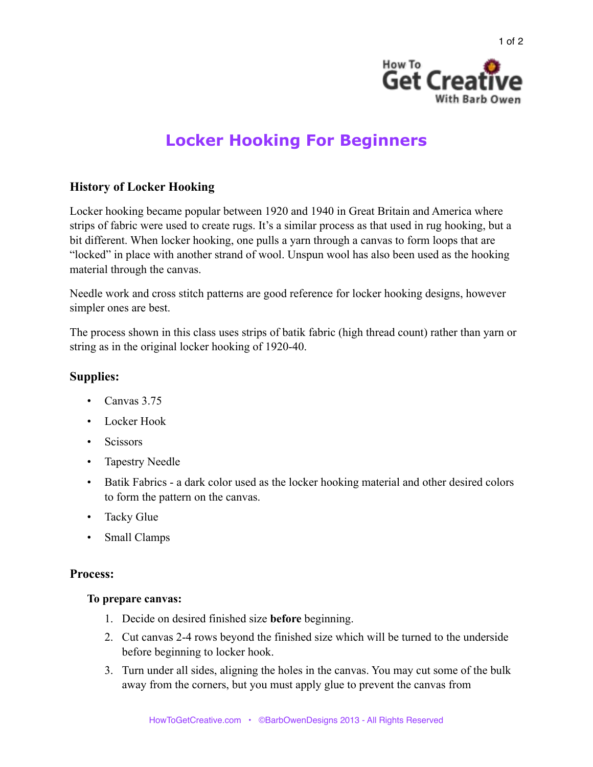# Locker Hooking For Beginners

## History of Locker Hooking

Locker hooking became popular between 1920 and 1940 in Great Britain and America where strips of fabric were used to create rugs. It's a similar process as that used in rug hooking, but a bit different. When locker hooking, one pulls a yarn through a canvas to form loops that are "locked" in place with another strand of wool. Unspun wool has also been used as the hooking material through the canvas.

Needle work and cross stitch patterns are good reference for locker hooking designs, however simpler ones are best.

The process shown in this class uses strips of batik fabric (high thread count) rather than yarn or string as in the original locker hooking of 1920-40.

## Supplies:

- Canvas 3.75
- Locker Hook
- Scissors
- Tapestry Needle
- Batik Fabrics - a dark color used as the locker hooking material and other desired colors to form the pattern on the canvas.
- Tacky Glue
- Small Clamps

## Process:

### To prepare canvas:

1. Decide on desired finished size **before** beginning.
2. Cut canvas 2-4 rows beyond the finished size which will be turned to the underside before beginning to locker hook.
3. Turn under all sides, aligning the holes in the canvas. You may cut some of the bulk away from the corners, but you must apply glue to prevent the canvas from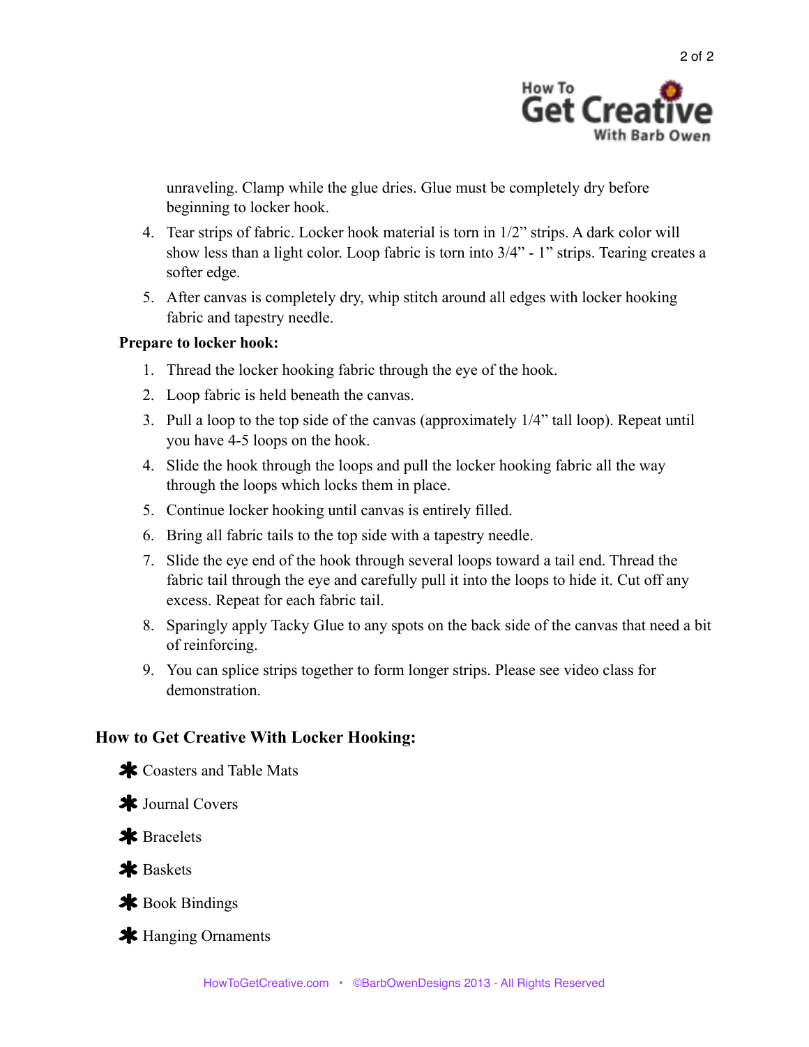unraveling. Clamp while the glue dries. Glue must be completely dry before beginning to locker hook.

4. Tear strips of fabric. Locker hook material is torn in 1/2” strips. A dark color will show less than a light color. Loop fabric is torn into 3/4” - 1” strips. Tearing creates a softer edge.
5. After canvas is completely dry, whip stitch around all edges with locker hooking fabric and tapestry needle.

**Prepare to locker hook:**

1. Thread the locker hooking fabric through the eye of the hook.
2. Loop fabric is held beneath the canvas.
3. Pull a loop to the top side of the canvas (approximately 1/4” tall loop). Repeat until you have 4-5 loops on the hook.
4. Slide the hook through the loops and pull the locker hooking fabric all the way through the loops which locks them in place.
5. Continue locker hooking until canvas is entirely filled.
6. Bring all fabric tails to the top side with a tapestry needle.
7. Slide the eye end of the hook through several loops toward a tail end. Thread the fabric tail through the eye and carefully pull it into the loops to hide it. Cut off any excess. Repeat for each fabric tail.
8. Sparingly apply Tacky Glue to any spots on the back side of the canvas that need a bit of reinforcing.
9. You can splice strips together to form longer strips. Please see video class for demonstration.

## How to Get Creative With Locker Hooking:

- Coasters and Table Mats
- Journal Covers
- Bracelets
- Baskets
- Book Bindings
- Hanging Ornaments